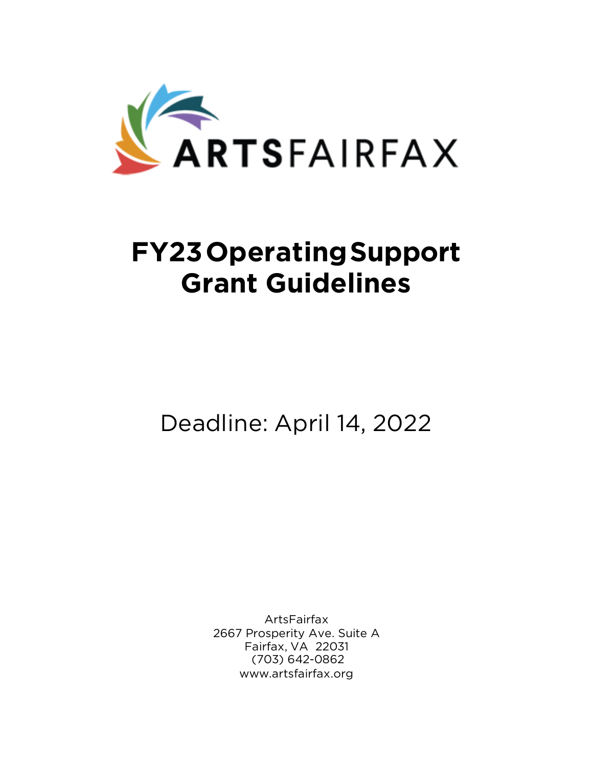ARTSFAIRFAX

# FY23 Operating Support Grant Guidelines

Deadline: April 14, 2022

ArtsFairfax
2667 Prosperity Ave. Suite A
Fairfax, VA 22031
(703) 642-0862
www.artsfairfax.org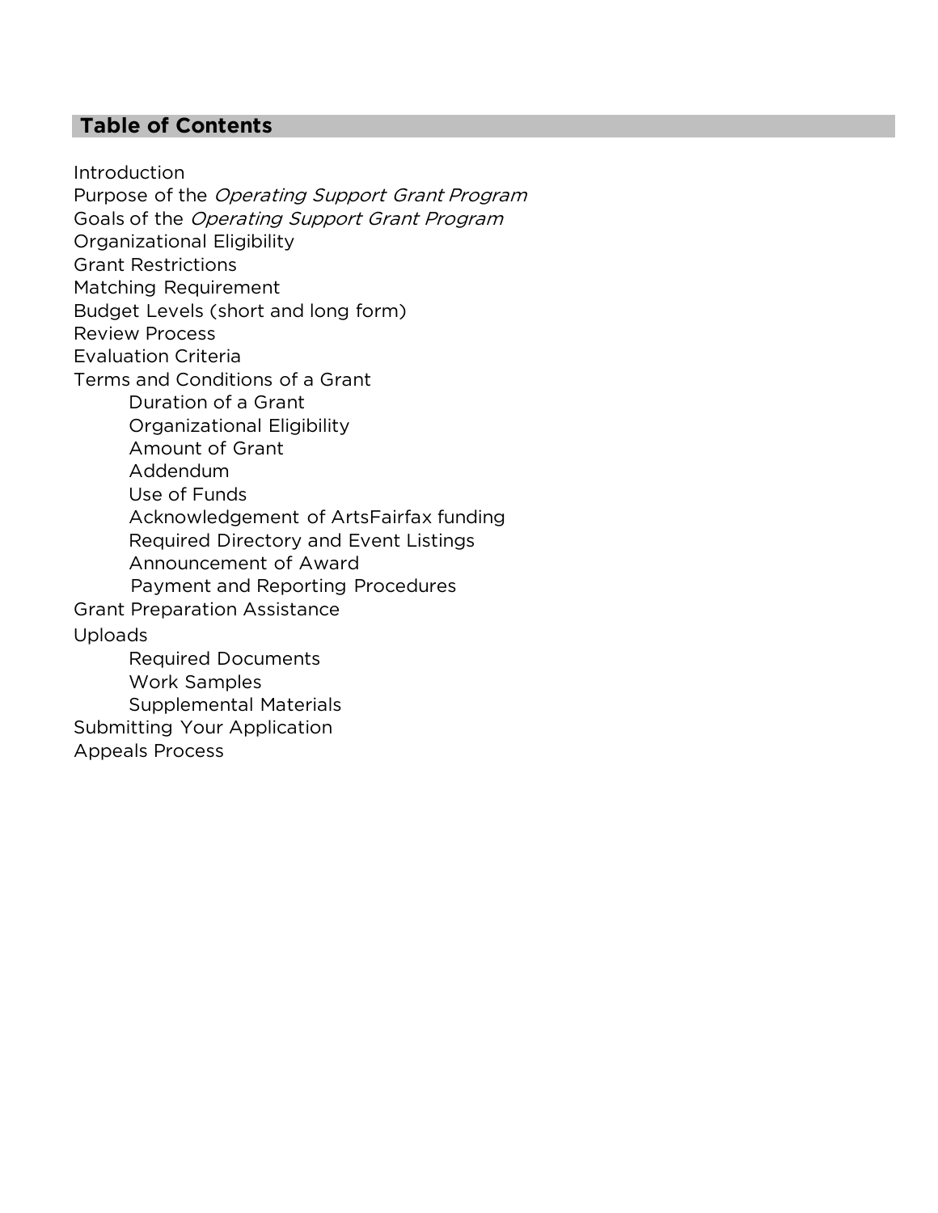## Table of Contents

- Introduction
- Purpose of the *Operating Support Grant Program*
- Goals of the *Operating Support Grant Program*
- Organizational Eligibility
- Grant Restrictions
- Matching Requirement
- Budget Levels (short and long form)
- Review Process
- Evaluation Criteria
- Terms and Conditions of a Grant
    - Duration of a Grant
    - Organizational Eligibility
    - Amount of Grant
    - Addendum
    - Use of Funds
    - Acknowledgement of ArtsFairfax funding
    - Required Directory and Event Listings
    - Announcement of Award
    - Payment and Reporting Procedures
- Grant Preparation Assistance
- Uploads
    - Required Documents
    - Work Samples
    - Supplemental Materials
- Submitting Your Application
- Appeals Process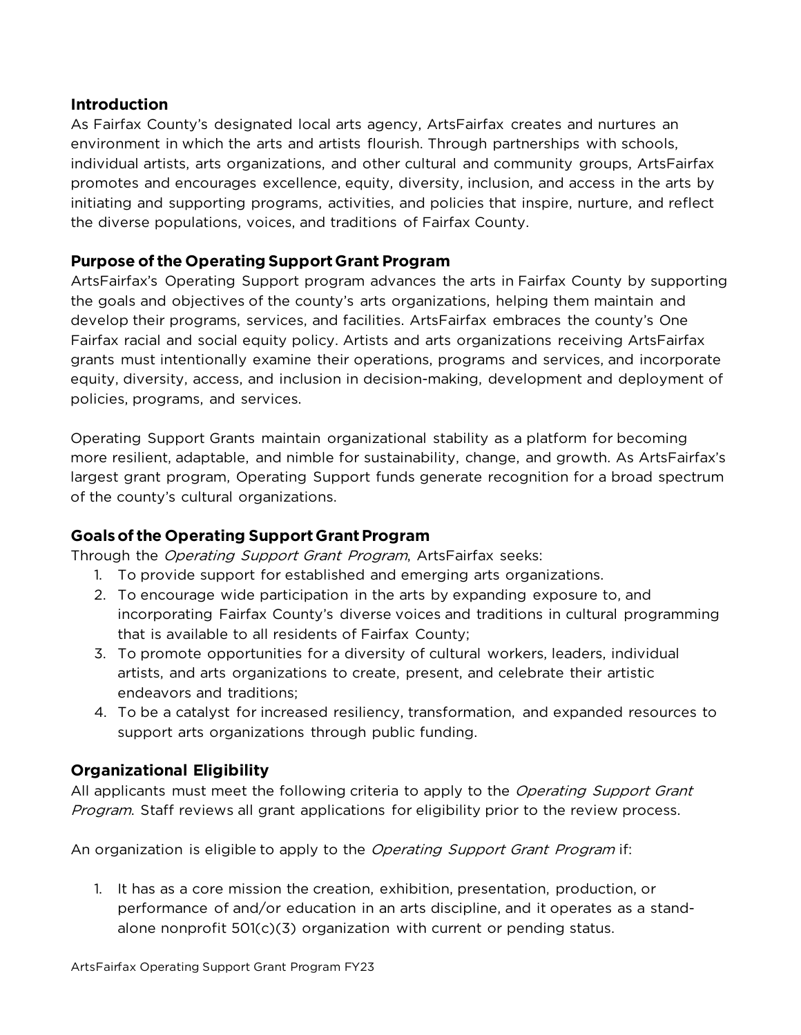## Introduction

As Fairfax County's designated local arts agency, ArtsFairfax creates and nurtures an environment in which the arts and artists flourish. Through partnerships with schools, individual artists, arts organizations, and other cultural and community groups, ArtsFairfax promotes and encourages excellence, equity, diversity, inclusion, and access in the arts by initiating and supporting programs, activities, and policies that inspire, nurture, and reflect the diverse populations, voices, and traditions of Fairfax County.

## Purpose of the Operating Support Grant Program

ArtsFairfax's Operating Support program advances the arts in Fairfax County by supporting the goals and objectives of the county's arts organizations, helping them maintain and develop their programs, services, and facilities. ArtsFairfax embraces the county's One Fairfax racial and social equity policy. Artists and arts organizations receiving ArtsFairfax grants must intentionally examine their operations, programs and services, and incorporate equity, diversity, access, and inclusion in decision-making, development and deployment of policies, programs, and services.

Operating Support Grants maintain organizational stability as a platform for becoming more resilient, adaptable, and nimble for sustainability, change, and growth. As ArtsFairfax's largest grant program, Operating Support funds generate recognition for a broad spectrum of the county's cultural organizations.

## Goals of the Operating Support Grant Program

Through the *Operating Support Grant Program*, ArtsFairfax seeks:

1. To provide support for established and emerging arts organizations.
2. To encourage wide participation in the arts by expanding exposure to, and incorporating Fairfax County's diverse voices and traditions in cultural programming that is available to all residents of Fairfax County;
3. To promote opportunities for a diversity of cultural workers, leaders, individual artists, and arts organizations to create, present, and celebrate their artistic endeavors and traditions;
4. To be a catalyst for increased resiliency, transformation, and expanded resources to support arts organizations through public funding.

## Organizational Eligibility

All applicants must meet the following criteria to apply to the *Operating Support Grant Program*. Staff reviews all grant applications for eligibility prior to the review process.

An organization is eligible to apply to the *Operating Support Grant Program* if:

1. It has as a core mission the creation, exhibition, presentation, production, or performance of and/or education in an arts discipline, and it operates as a stand-alone nonprofit 501(c)(3) organization with current or pending status.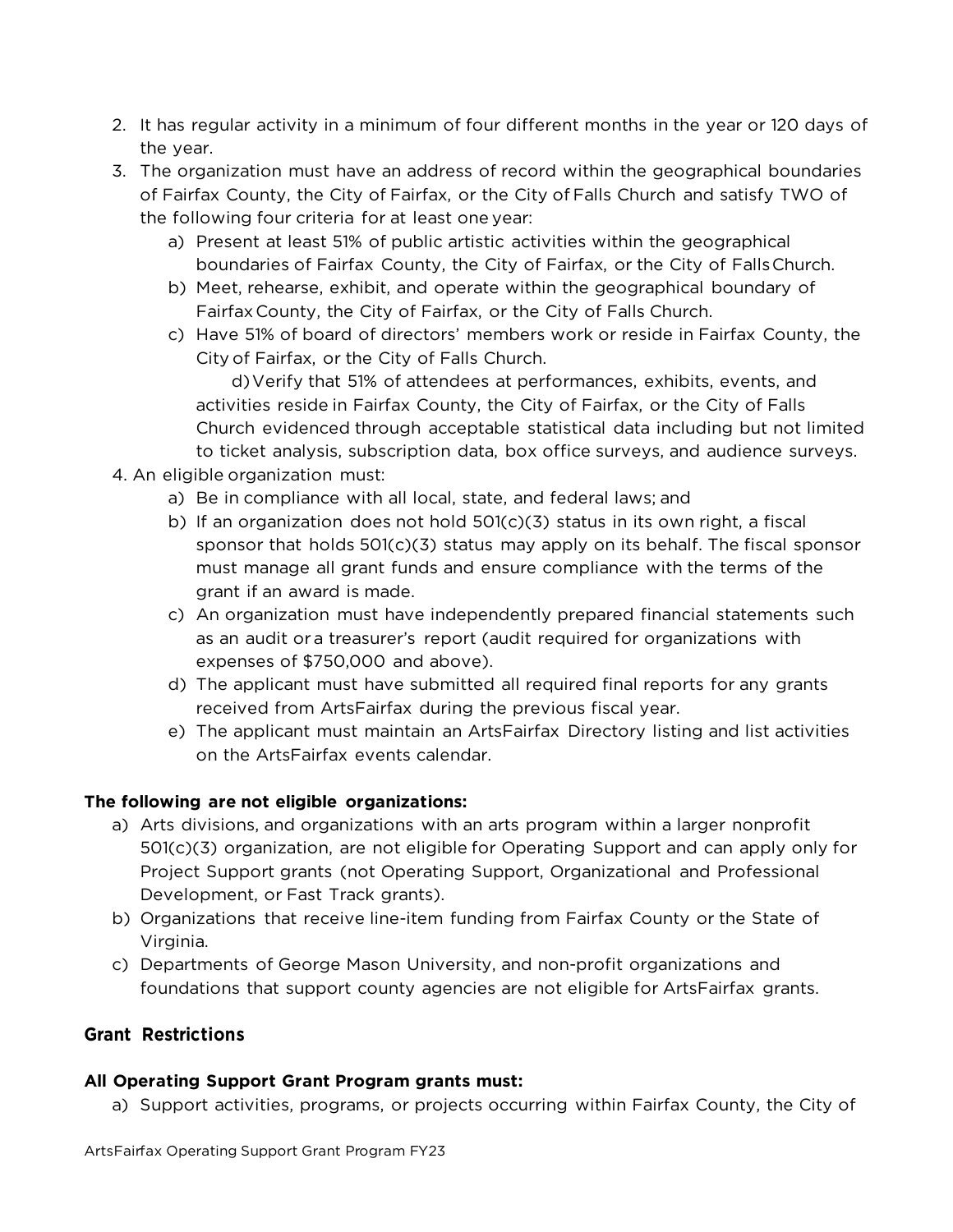2. It has regular activity in a minimum of four different months in the year or 120 days of the year.
3. The organization must have an address of record within the geographical boundaries of Fairfax County, the City of Fairfax, or the City of Falls Church and satisfy TWO of the following four criteria for at least one year:
    a) Present at least 51% of public artistic activities within the geographical boundaries of Fairfax County, the City of Fairfax, or the City of Falls Church.
    b) Meet, rehearse, exhibit, and operate within the geographical boundary of Fairfax County, the City of Fairfax, or the City of Falls Church.
    c) Have 51% of board of directors' members work or reside in Fairfax County, the City of Fairfax, or the City of Falls Church.
    d) Verify that 51% of attendees at performances, exhibits, events, and activities reside in Fairfax County, the City of Fairfax, or the City of Falls Church evidenced through acceptable statistical data including but not limited to ticket analysis, subscription data, box office surveys, and audience surveys.
4. An eligible organization must:
    a) Be in compliance with all local, state, and federal laws; and
    b) If an organization does not hold 501(c)(3) status in its own right, a fiscal sponsor that holds 501(c)(3) status may apply on its behalf. The fiscal sponsor must manage all grant funds and ensure compliance with the terms of the grant if an award is made.
    c) An organization must have independently prepared financial statements such as an audit or a treasurer's report (audit required for organizations with expenses of $750,000 and above).
    d) The applicant must have submitted all required final reports for any grants received from ArtsFairfax during the previous fiscal year.
    e) The applicant must maintain an ArtsFairfax Directory listing and list activities on the ArtsFairfax events calendar.

**The following are not eligible organizations:**

a) Arts divisions, and organizations with an arts program within a larger nonprofit 501(c)(3) organization, are not eligible for Operating Support and can apply only for Project Support grants (not Operating Support, Organizational and Professional Development, or Fast Track grants).
b) Organizations that receive line-item funding from Fairfax County or the State of Virginia.
c) Departments of George Mason University, and non-profit organizations and foundations that support county agencies are not eligible for ArtsFairfax grants.

## Grant Restrictions

**All Operating Support Grant Program grants must:**

a) Support activities, programs, or projects occurring within Fairfax County, the City of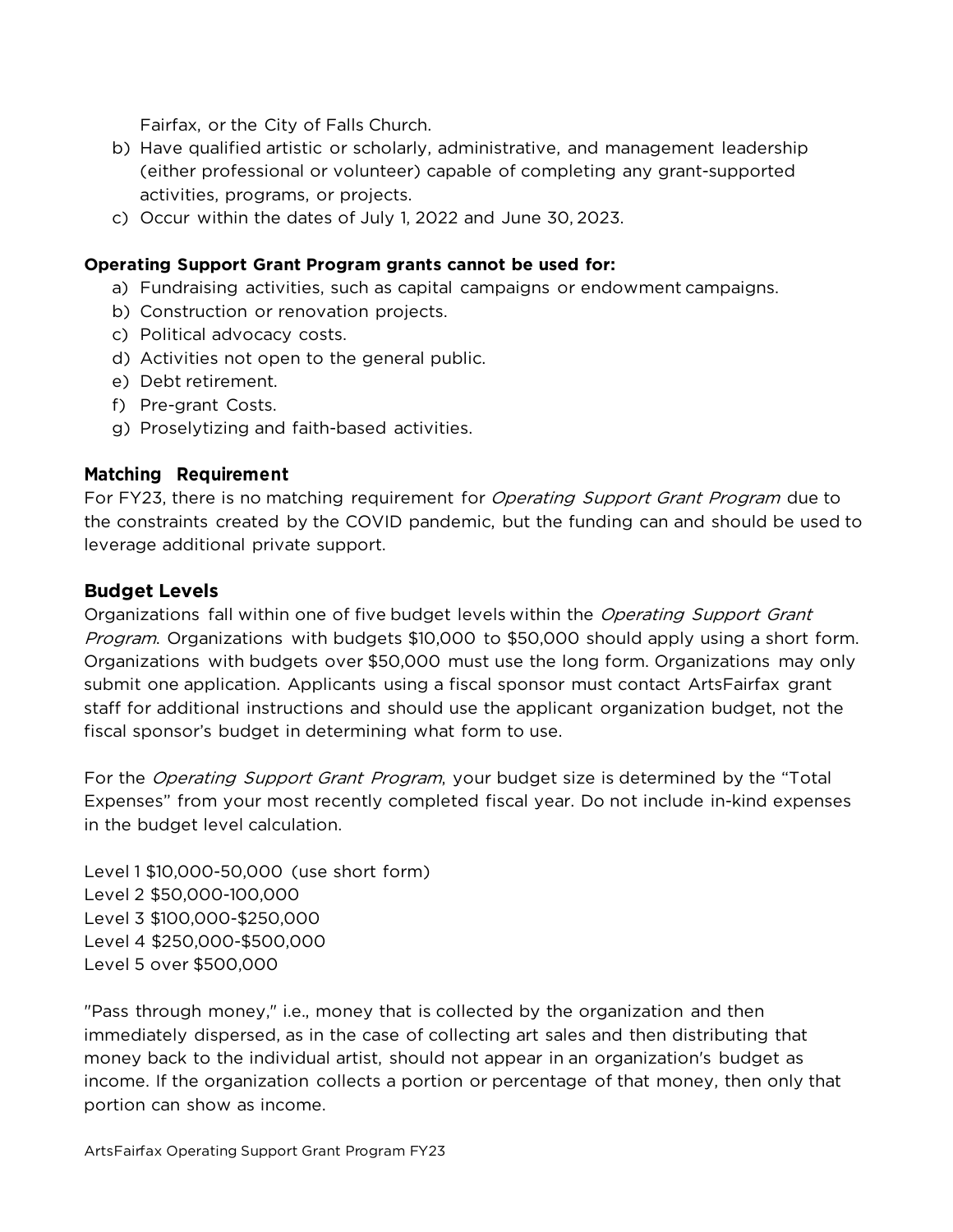Fairfax, or the City of Falls Church.

b) Have qualified artistic or scholarly, administrative, and management leadership (either professional or volunteer) capable of completing any grant-supported activities, programs, or projects.
c) Occur within the dates of July 1, 2022 and June 30, 2023.

**Operating Support Grant Program grants cannot be used for:**

a) Fundraising activities, such as capital campaigns or endowment campaigns.
b) Construction or renovation projects.
c) Political advocacy costs.
d) Activities not open to the general public.
e) Debt retirement.
f) Pre-grant Costs.
g) Proselytizing and faith-based activities.

## Matching Requirement

For FY23, there is no matching requirement for *Operating Support Grant Program* due to the constraints created by the COVID pandemic, but the funding can and should be used to leverage additional private support.

## Budget Levels

Organizations fall within one of five budget levels within the *Operating Support Grant Program*. Organizations with budgets $10,000 to $50,000 should apply using a short form. Organizations with budgets over $50,000 must use the long form. Organizations may only submit one application. Applicants using a fiscal sponsor must contact ArtsFairfax grant staff for additional instructions and should use the applicant organization budget, not the fiscal sponsor's budget in determining what form to use.

For the *Operating Support Grant Program*, your budget size is determined by the "Total Expenses" from your most recently completed fiscal year. Do not include in-kind expenses in the budget level calculation.

Level 1 $10,000-50,000 (use short form)
Level 2 $50,000-100,000
Level 3 $100,000-$250,000
Level 4 $250,000-$500,000
Level 5 over $500,000

"Pass through money," i.e., money that is collected by the organization and then immediately dispersed, as in the case of collecting art sales and then distributing that money back to the individual artist, should not appear in an organization's budget as income. If the organization collects a portion or percentage of that money, then only that portion can show as income.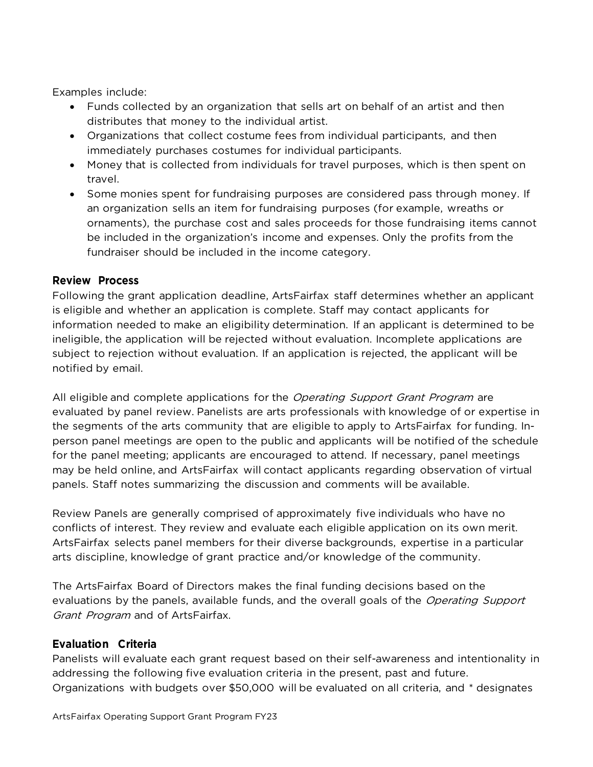Examples include:

- Funds collected by an organization that sells art on behalf of an artist and then distributes that money to the individual artist.
- Organizations that collect costume fees from individual participants, and then immediately purchases costumes for individual participants.
- Money that is collected from individuals for travel purposes, which is then spent on travel.
- Some monies spent for fundraising purposes are considered pass through money. If an organization sells an item for fundraising purposes (for example, wreaths or ornaments), the purchase cost and sales proceeds for those fundraising items cannot be included in the organization's income and expenses. Only the profits from the fundraiser should be included in the income category.

## Review Process

Following the grant application deadline, ArtsFairfax staff determines whether an applicant is eligible and whether an application is complete. Staff may contact applicants for information needed to make an eligibility determination. If an applicant is determined to be ineligible, the application will be rejected without evaluation. Incomplete applications are subject to rejection without evaluation. If an application is rejected, the applicant will be notified by email.

All eligible and complete applications for the *Operating Support Grant Program* are evaluated by panel review. Panelists are arts professionals with knowledge of or expertise in the segments of the arts community that are eligible to apply to ArtsFairfax for funding. In-person panel meetings are open to the public and applicants will be notified of the schedule for the panel meeting; applicants are encouraged to attend. If necessary, panel meetings may be held online, and ArtsFairfax will contact applicants regarding observation of virtual panels. Staff notes summarizing the discussion and comments will be available.

Review Panels are generally comprised of approximately five individuals who have no conflicts of interest. They review and evaluate each eligible application on its own merit. ArtsFairfax selects panel members for their diverse backgrounds, expertise in a particular arts discipline, knowledge of grant practice and/or knowledge of the community.

The ArtsFairfax Board of Directors makes the final funding decisions based on the evaluations by the panels, available funds, and the overall goals of the *Operating Support Grant Program* and of ArtsFairfax.

## Evaluation Criteria

Panelists will evaluate each grant request based on their self-awareness and intentionality in addressing the following five evaluation criteria in the present, past and future. Organizations with budgets over $50,000 will be evaluated on all criteria, and * designates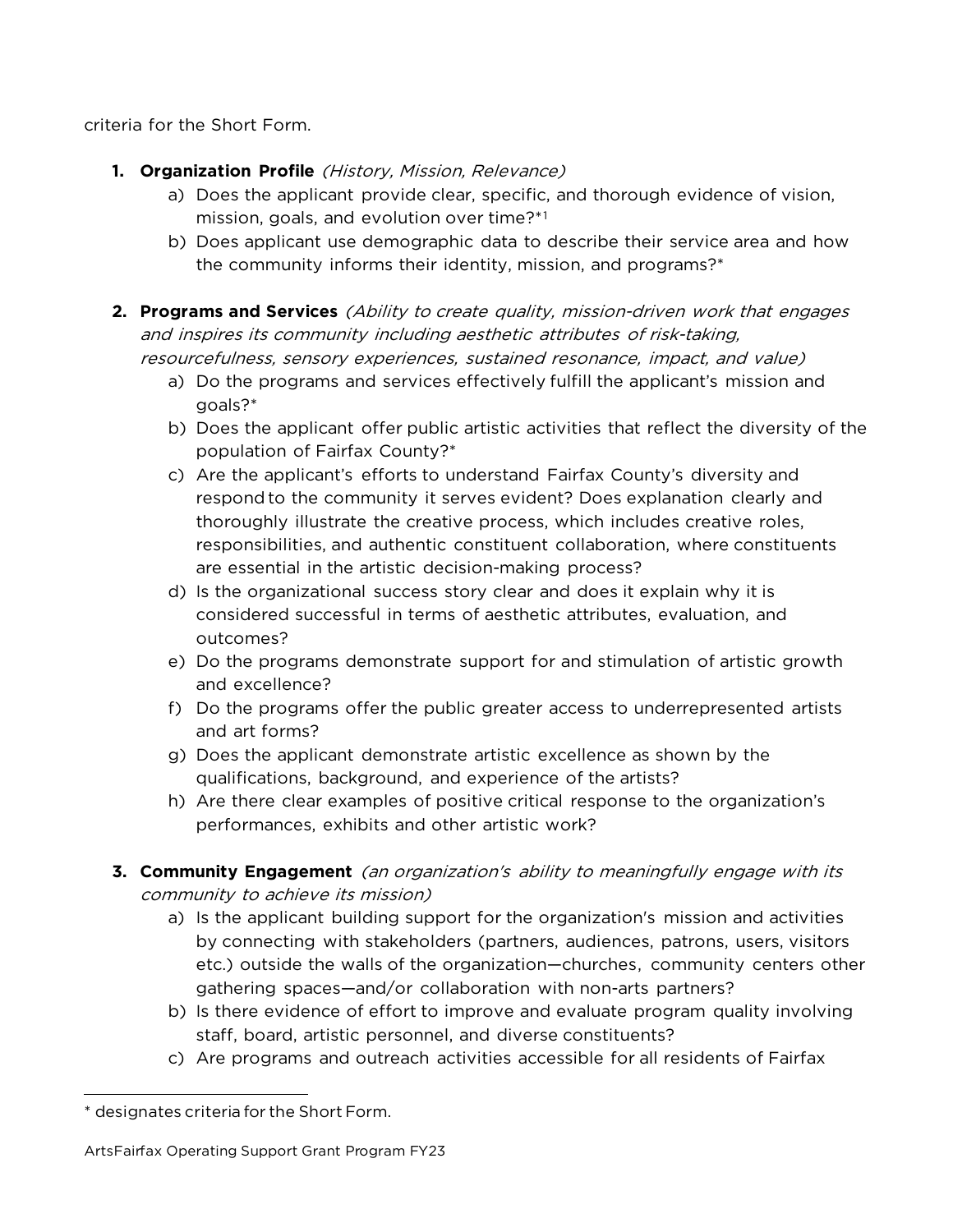criteria for the Short Form.

1. **Organization Profile** *(History, Mission, Relevance)*
    a) Does the applicant provide clear, specific, and thorough evidence of vision, mission, goals, and evolution over time?*[1]
    b) Does applicant use demographic data to describe their service area and how the community informs their identity, mission, and programs?*

2. **Programs and Services** *(Ability to create quality, mission-driven work that engages and inspires its community including aesthetic attributes of risk-taking, resourcefulness, sensory experiences, sustained resonance, impact, and value)*
    a) Do the programs and services effectively fulfill the applicant's mission and goals?*
    b) Does the applicant offer public artistic activities that reflect the diversity of the population of Fairfax County?*
    c) Are the applicant's efforts to understand Fairfax County's diversity and respond to the community it serves evident? Does explanation clearly and thoroughly illustrate the creative process, which includes creative roles, responsibilities, and authentic constituent collaboration, where constituents are essential in the artistic decision-making process?
    d) Is the organizational success story clear and does it explain why it is considered successful in terms of aesthetic attributes, evaluation, and outcomes?
    e) Do the programs demonstrate support for and stimulation of artistic growth and excellence?
    f) Do the programs offer the public greater access to underrepresented artists and art forms?
    g) Does the applicant demonstrate artistic excellence as shown by the qualifications, background, and experience of the artists?
    h) Are there clear examples of positive critical response to the organization's performances, exhibits and other artistic work?

3. **Community Engagement** *(an organization's ability to meaningfully engage with its community to achieve its mission)*
    a) Is the applicant building support for the organization's mission and activities by connecting with stakeholders (partners, audiences, patrons, users, visitors etc.) outside the walls of the organization—churches, community centers other gathering spaces—and/or collaboration with non-arts partners?
    b) Is there evidence of effort to improve and evaluate program quality involving staff, board, artistic personnel, and diverse constituents?
    c) Are programs and outreach activities accessible for all residents of Fairfax

---

[1] * designates criteria for the Short Form.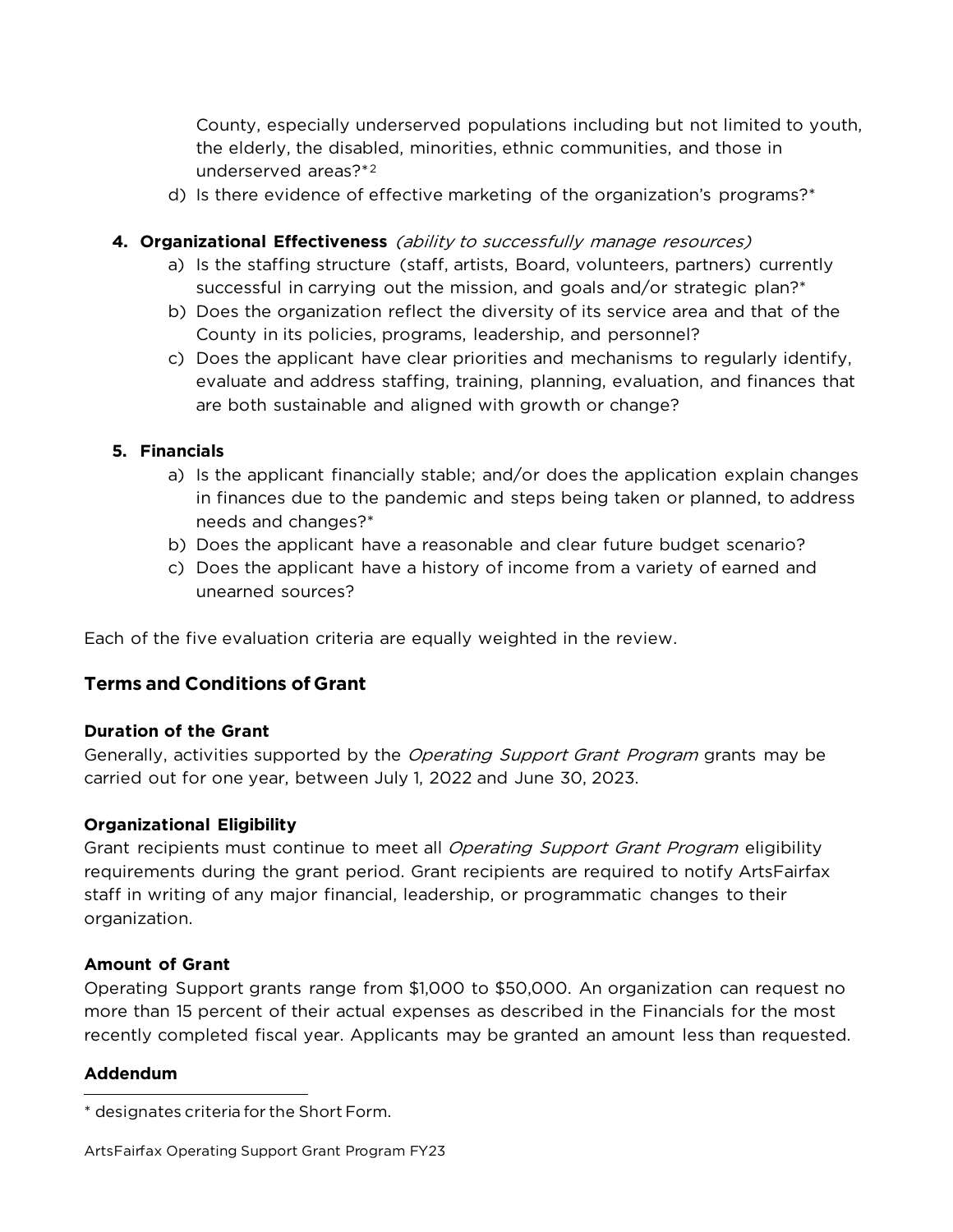County, especially underserved populations including but not limited to youth, the elderly, the disabled, minorities, ethnic communities, and those in underserved areas?*[2]

d) Is there evidence of effective marketing of the organization's programs?*

4. **Organizational Effectiveness** *(ability to successfully manage resources)*
   a) Is the staffing structure (staff, artists, Board, volunteers, partners) currently successful in carrying out the mission, and goals and/or strategic plan?*
   b) Does the organization reflect the diversity of its service area and that of the County in its policies, programs, leadership, and personnel?
   c) Does the applicant have clear priorities and mechanisms to regularly identify, evaluate and address staffing, training, planning, evaluation, and finances that are both sustainable and aligned with growth or change?

5. **Financials**
   a) Is the applicant financially stable; and/or does the application explain changes in finances due to the pandemic and steps being taken or planned, to address needs and changes?*
   b) Does the applicant have a reasonable and clear future budget scenario?
   c) Does the applicant have a history of income from a variety of earned and unearned sources?

Each of the five evaluation criteria are equally weighted in the review.

## Terms and Conditions of Grant

### Duration of the Grant

Generally, activities supported by the *Operating Support Grant Program* grants may be carried out for one year, between July 1, 2022 and June 30, 2023.

### Organizational Eligibility

Grant recipients must continue to meet all *Operating Support Grant Program* eligibility requirements during the grant period. Grant recipients are required to notify ArtsFairfax staff in writing of any major financial, leadership, or programmatic changes to their organization.

### Amount of Grant

Operating Support grants range from $1,000 to $50,000. An organization can request no more than 15 percent of their actual expenses as described in the Financials for the most recently completed fiscal year. Applicants may be granted an amount less than requested.

### Addendum

---

* designates criteria for the Short Form.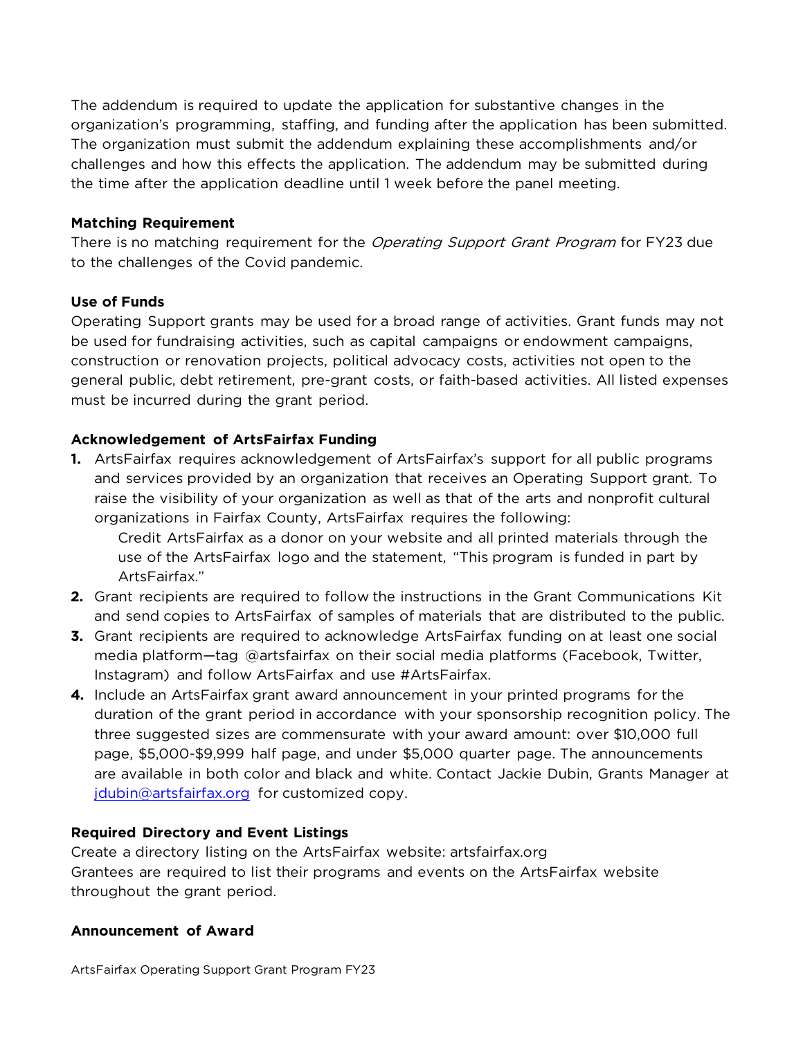The addendum is required to update the application for substantive changes in the organization's programming, staffing, and funding after the application has been submitted. The organization must submit the addendum explaining these accomplishments and/or challenges and how this effects the application. The addendum may be submitted during the time after the application deadline until 1 week before the panel meeting.

**Matching Requirement**

There is no matching requirement for the *Operating Support Grant Program* for FY23 due to the challenges of the Covid pandemic.

**Use of Funds**

Operating Support grants may be used for a broad range of activities. Grant funds may not be used for fundraising activities, such as capital campaigns or endowment campaigns, construction or renovation projects, political advocacy costs, activities not open to the general public, debt retirement, pre-grant costs, or faith-based activities. All listed expenses must be incurred during the grant period.

**Acknowledgement of ArtsFairfax Funding**

1. ArtsFairfax requires acknowledgement of ArtsFairfax's support for all public programs and services provided by an organization that receives an Operating Support grant. To raise the visibility of your organization as well as that of the arts and nonprofit cultural organizations in Fairfax County, ArtsFairfax requires the following:

   Credit ArtsFairfax as a donor on your website and all printed materials through the use of the ArtsFairfax logo and the statement, "This program is funded in part by ArtsFairfax."
2. Grant recipients are required to follow the instructions in the Grant Communications Kit and send copies to ArtsFairfax of samples of materials that are distributed to the public.
3. Grant recipients are required to acknowledge ArtsFairfax funding on at least one social media platform—tag @artsfairfax on their social media platforms (Facebook, Twitter, Instagram) and follow ArtsFairfax and use #ArtsFairfax.
4. Include an ArtsFairfax grant award announcement in your printed programs for the duration of the grant period in accordance with your sponsorship recognition policy. The three suggested sizes are commensurate with your award amount: over $10,000 full page, $5,000-$9,999 half page, and under $5,000 quarter page. The announcements are available in both color and black and white. Contact Jackie Dubin, Grants Manager at jdubin@artsfairfax.org for customized copy.

**Required Directory and Event Listings**

Create a directory listing on the ArtsFairfax website: artsfairfax.org

Grantees are required to list their programs and events on the ArtsFairfax website throughout the grant period.

**Announcement of Award**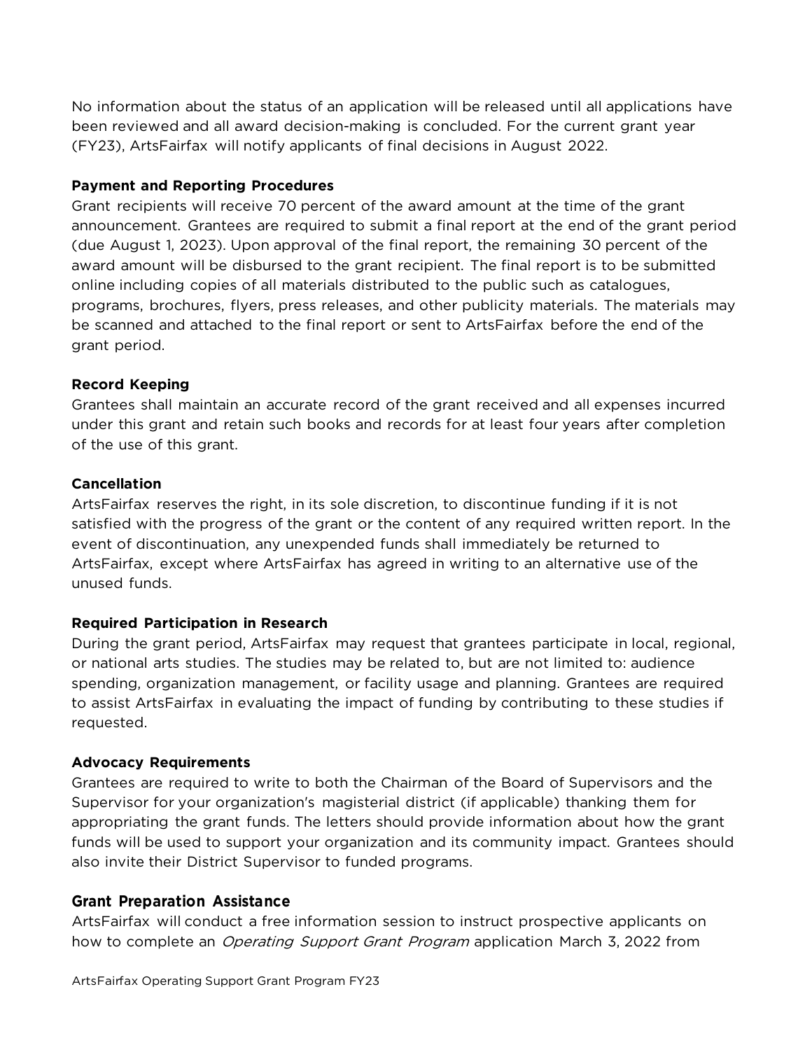No information about the status of an application will be released until all applications have been reviewed and all award decision-making is concluded. For the current grant year (FY23), ArtsFairfax will notify applicants of final decisions in August 2022.

**Payment and Reporting Procedures**

Grant recipients will receive 70 percent of the award amount at the time of the grant announcement. Grantees are required to submit a final report at the end of the grant period (due August 1, 2023). Upon approval of the final report, the remaining 30 percent of the award amount will be disbursed to the grant recipient. The final report is to be submitted online including copies of all materials distributed to the public such as catalogues, programs, brochures, flyers, press releases, and other publicity materials. The materials may be scanned and attached to the final report or sent to ArtsFairfax before the end of the grant period.

**Record Keeping**

Grantees shall maintain an accurate record of the grant received and all expenses incurred under this grant and retain such books and records for at least four years after completion of the use of this grant.

**Cancellation**

ArtsFairfax reserves the right, in its sole discretion, to discontinue funding if it is not satisfied with the progress of the grant or the content of any required written report. In the event of discontinuation, any unexpended funds shall immediately be returned to ArtsFairfax, except where ArtsFairfax has agreed in writing to an alternative use of the unused funds.

**Required Participation in Research**

During the grant period, ArtsFairfax may request that grantees participate in local, regional, or national arts studies. The studies may be related to, but are not limited to: audience spending, organization management, or facility usage and planning. Grantees are required to assist ArtsFairfax in evaluating the impact of funding by contributing to these studies if requested.

**Advocacy Requirements**

Grantees are required to write to both the Chairman of the Board of Supervisors and the Supervisor for your organization's magisterial district (if applicable) thanking them for appropriating the grant funds. The letters should provide information about how the grant funds will be used to support your organization and its community impact. Grantees should also invite their District Supervisor to funded programs.

**Grant Preparation Assistance**

ArtsFairfax will conduct a free information session to instruct prospective applicants on how to complete an *Operating Support Grant Program* application March 3, 2022 from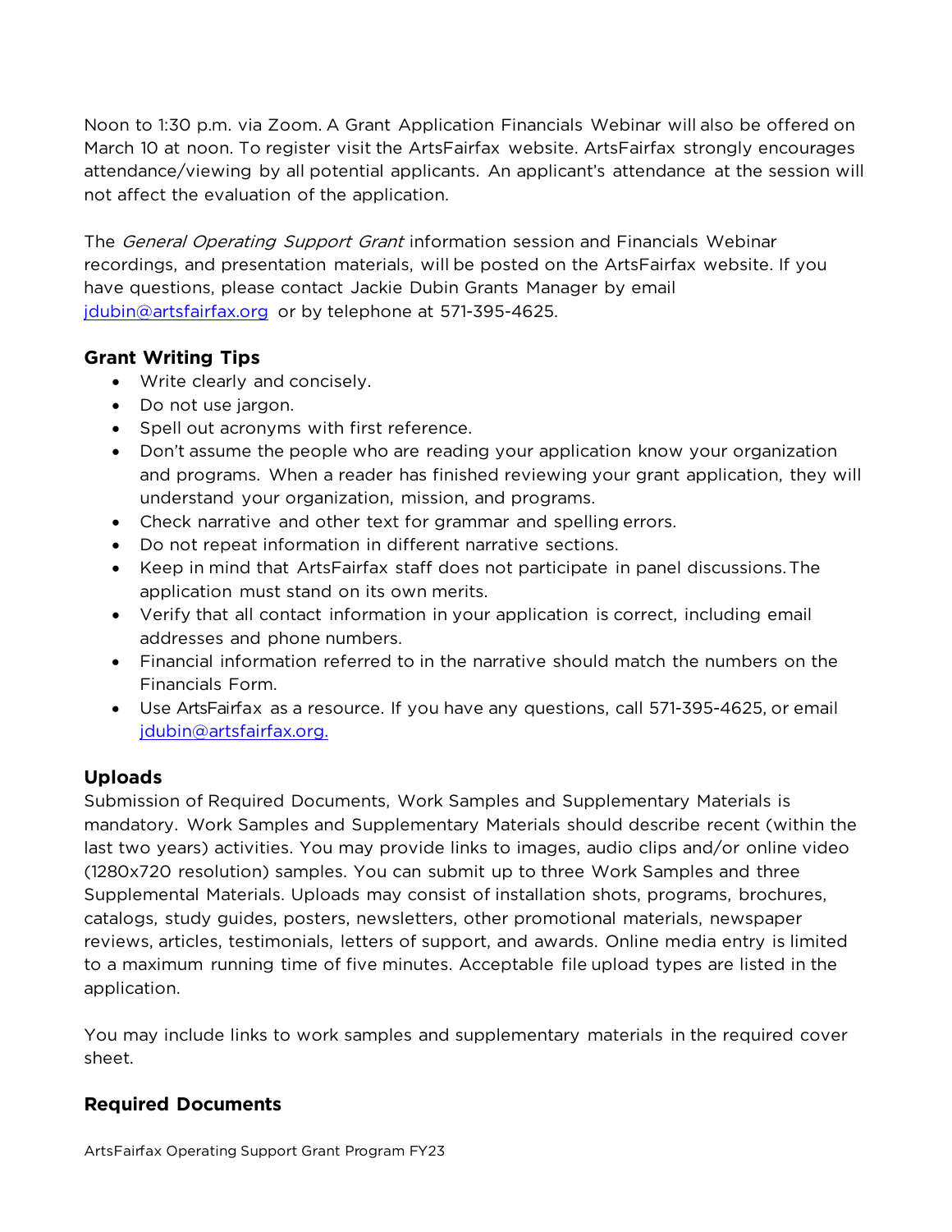Noon to 1:30 p.m. via Zoom. A Grant Application Financials Webinar will also be offered on March 10 at noon. To register visit the ArtsFairfax website. ArtsFairfax strongly encourages attendance/viewing by all potential applicants. An applicant's attendance at the session will not affect the evaluation of the application.

The *General Operating Support Grant* information session and Financials Webinar recordings, and presentation materials, will be posted on the ArtsFairfax website. If you have questions, please contact Jackie Dubin Grants Manager by email jdubin@artsfairfax.org or by telephone at 571-395-4625.

### Grant Writing Tips

- Write clearly and concisely.
- Do not use jargon.
- Spell out acronyms with first reference.
- Don't assume the people who are reading your application know your organization and programs. When a reader has finished reviewing your grant application, they will understand your organization, mission, and programs.
- Check narrative and other text for grammar and spelling errors.
- Do not repeat information in different narrative sections.
- Keep in mind that ArtsFairfax staff does not participate in panel discussions. The application must stand on its own merits.
- Verify that all contact information in your application is correct, including email addresses and phone numbers.
- Financial information referred to in the narrative should match the numbers on the Financials Form.
- Use ArtsFairfax as a resource. If you have any questions, call 571-395-4625, or email jdubin@artsfairfax.org.

### Uploads

Submission of Required Documents, Work Samples and Supplementary Materials is mandatory. Work Samples and Supplementary Materials should describe recent (within the last two years) activities. You may provide links to images, audio clips and/or online video (1280x720 resolution) samples. You can submit up to three Work Samples and three Supplemental Materials. Uploads may consist of installation shots, programs, brochures, catalogs, study guides, posters, newsletters, other promotional materials, newspaper reviews, articles, testimonials, letters of support, and awards. Online media entry is limited to a maximum running time of five minutes. Acceptable file upload types are listed in the application.

You may include links to work samples and supplementary materials in the required cover sheet.

### Required Documents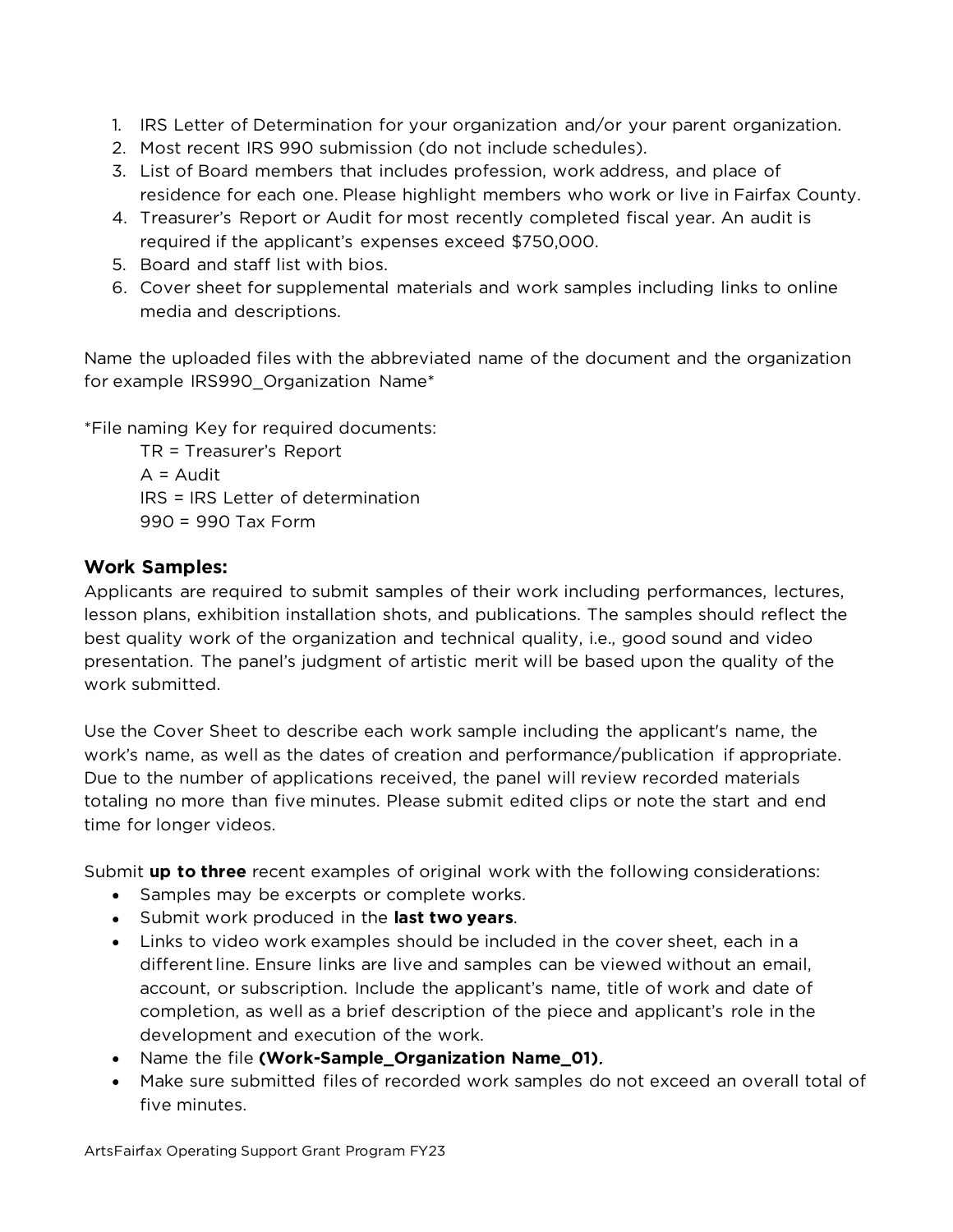1. IRS Letter of Determination for your organization and/or your parent organization.
2. Most recent IRS 990 submission (do not include schedules).
3. List of Board members that includes profession, work address, and place of residence for each one. Please highlight members who work or live in Fairfax County.
4. Treasurer's Report or Audit for most recently completed fiscal year. An audit is required if the applicant's expenses exceed $750,000.
5. Board and staff list with bios.
6. Cover sheet for supplemental materials and work samples including links to online media and descriptions.

Name the uploaded files with the abbreviated name of the document and the organization for example IRS990_Organization Name*

*File naming Key for required documents:

TR = Treasurer's Report
A = Audit
IRS = IRS Letter of determination
990 = 990 Tax Form

### Work Samples:

Applicants are required to submit samples of their work including performances, lectures, lesson plans, exhibition installation shots, and publications. The samples should reflect the best quality work of the organization and technical quality, i.e., good sound and video presentation. The panel's judgment of artistic merit will be based upon the quality of the work submitted.

Use the Cover Sheet to describe each work sample including the applicant's name, the work's name, as well as the dates of creation and performance/publication if appropriate. Due to the number of applications received, the panel will review recorded materials totaling no more than five minutes. Please submit edited clips or note the start and end time for longer videos.

Submit **up to three** recent examples of original work with the following considerations:

- Samples may be excerpts or complete works.
- Submit work produced in the **last two years**.
- Links to video work examples should be included in the cover sheet, each in a different line. Ensure links are live and samples can be viewed without an email, account, or subscription. Include the applicant's name, title of work and date of completion, as well as a brief description of the piece and applicant's role in the development and execution of the work.
- Name the file **(Work-Sample_Organization Name_01)**.
- Make sure submitted files of recorded work samples do not exceed an overall total of five minutes.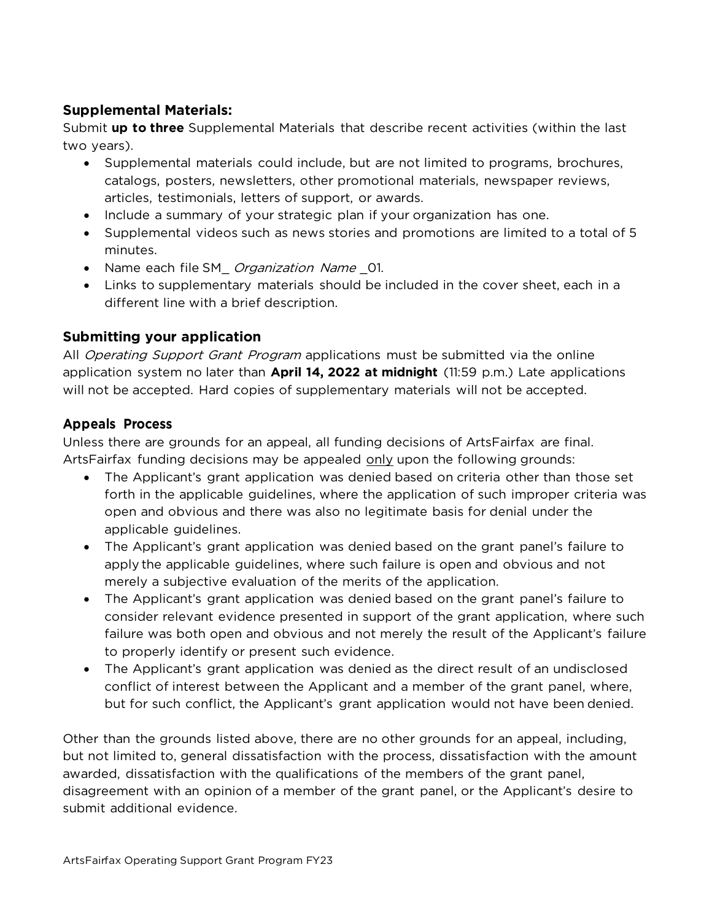### Supplemental Materials:

Submit **up to three** Supplemental Materials that describe recent activities (within the last two years).

- Supplemental materials could include, but are not limited to programs, brochures, catalogs, posters, newsletters, other promotional materials, newspaper reviews, articles, testimonials, letters of support, or awards.
- Include a summary of your strategic plan if your organization has one.
- Supplemental videos such as news stories and promotions are limited to a total of 5 minutes.
- Name each file SM_ *Organization Name* _01.
- Links to supplementary materials should be included in the cover sheet, each in a different line with a brief description.

### Submitting your application

All *Operating Support Grant Program* applications must be submitted via the online application system no later than **April 14, 2022 at midnight** (11:59 p.m.) Late applications will not be accepted. Hard copies of supplementary materials will not be accepted.

### Appeals Process

Unless there are grounds for an appeal, all funding decisions of ArtsFairfax are final. ArtsFairfax funding decisions may be appealed <u>only</u> upon the following grounds:

- The Applicant's grant application was denied based on criteria other than those set forth in the applicable guidelines, where the application of such improper criteria was open and obvious and there was also no legitimate basis for denial under the applicable guidelines.
- The Applicant's grant application was denied based on the grant panel's failure to apply the applicable guidelines, where such failure is open and obvious and not merely a subjective evaluation of the merits of the application.
- The Applicant's grant application was denied based on the grant panel's failure to consider relevant evidence presented in support of the grant application, where such failure was both open and obvious and not merely the result of the Applicant's failure to properly identify or present such evidence.
- The Applicant's grant application was denied as the direct result of an undisclosed conflict of interest between the Applicant and a member of the grant panel, where, but for such conflict, the Applicant's grant application would not have been denied.

Other than the grounds listed above, there are no other grounds for an appeal, including, but not limited to, general dissatisfaction with the process, dissatisfaction with the amount awarded, dissatisfaction with the qualifications of the members of the grant panel, disagreement with an opinion of a member of the grant panel, or the Applicant's desire to submit additional evidence.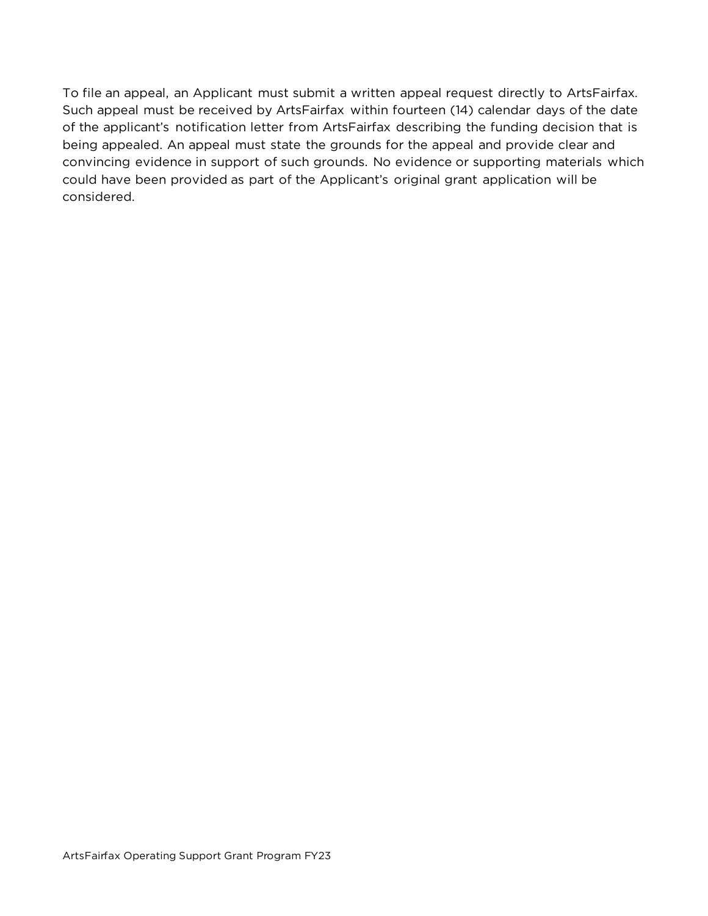To file an appeal, an Applicant must submit a written appeal request directly to ArtsFairfax. Such appeal must be received by ArtsFairfax within fourteen (14) calendar days of the date of the applicant's notification letter from ArtsFairfax describing the funding decision that is being appealed. An appeal must state the grounds for the appeal and provide clear and convincing evidence in support of such grounds. No evidence or supporting materials which could have been provided as part of the Applicant's original grant application will be considered.